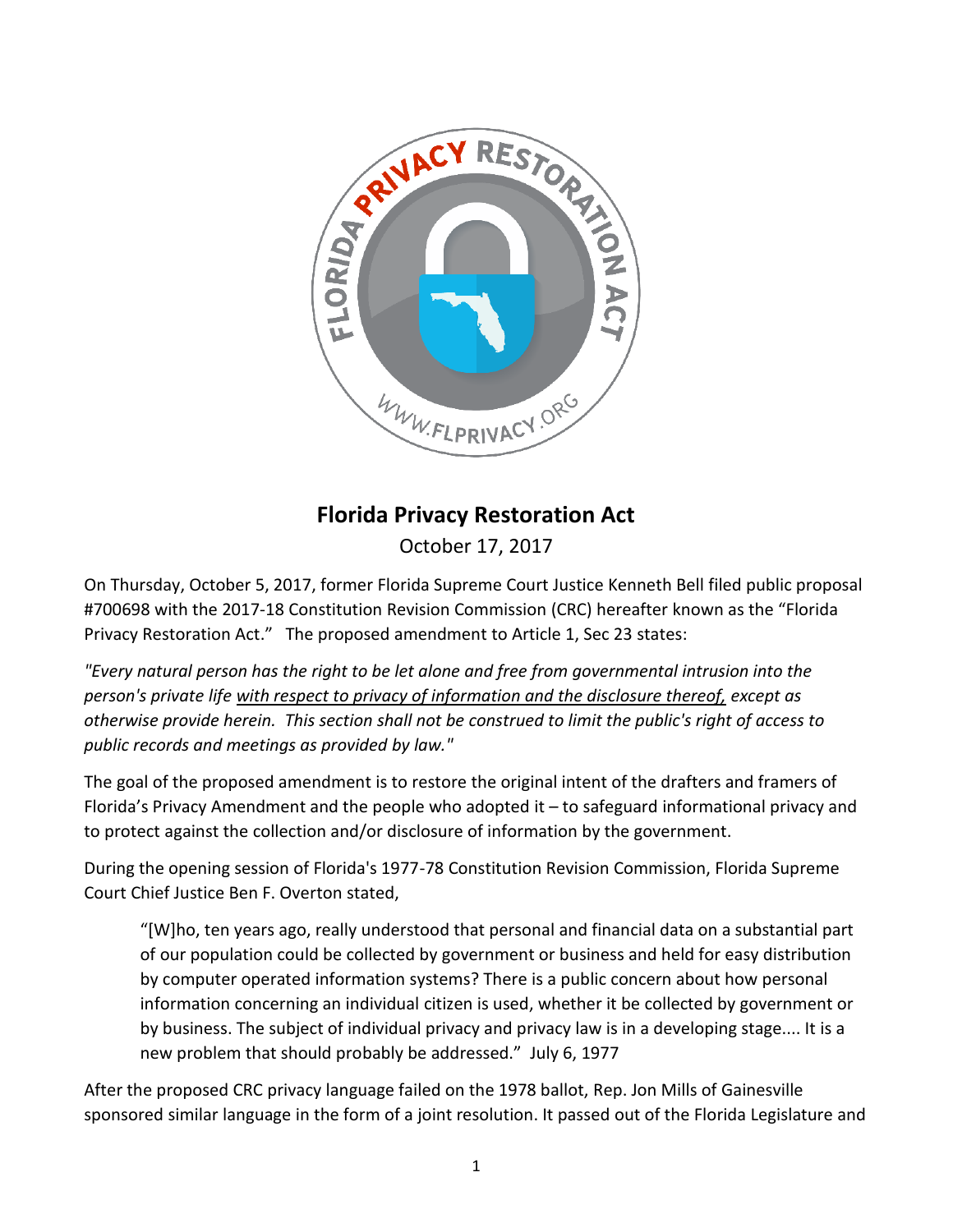# Florida Privacy Restoration Act

October 17, 2017

On Thursday, October 5, 2017, former Florida Supreme Court Justice Kenneth Bell filed public proposal #700698 with the 2017-18 Constitution Revision Commission (CRC) hereafter known as the "Florida Privacy Restoration Act." The proposed amendment to Article 1, Sec 23 states:

*"Every natural person has the right to be let alone and free from governmental intrusion into the person's private life <u>with respect to privacy of information and the disclosure thereof,</u> except as otherwise provide herein. This section shall not be construed to limit the public's right of access to public records and meetings as provided by law."*

The goal of the proposed amendment is to restore the original intent of the drafters and framers of Florida's Privacy Amendment and the people who adopted it – to safeguard informational privacy and to protect against the collection and/or disclosure of information by the government.

During the opening session of Florida's 1977-78 Constitution Revision Commission, Florida Supreme Court Chief Justice Ben F. Overton stated,

> "[W]ho, ten years ago, really understood that personal and financial data on a substantial part of our population could be collected by government or business and held for easy distribution by computer operated information systems? There is a public concern about how personal information concerning an individual citizen is used, whether it be collected by government or by business. The subject of individual privacy and privacy law is in a developing stage.... It is a new problem that should probably be addressed." July 6, 1977

After the proposed CRC privacy language failed on the 1978 ballot, Rep. Jon Mills of Gainesville sponsored similar language in the form of a joint resolution. It passed out of the Florida Legislature and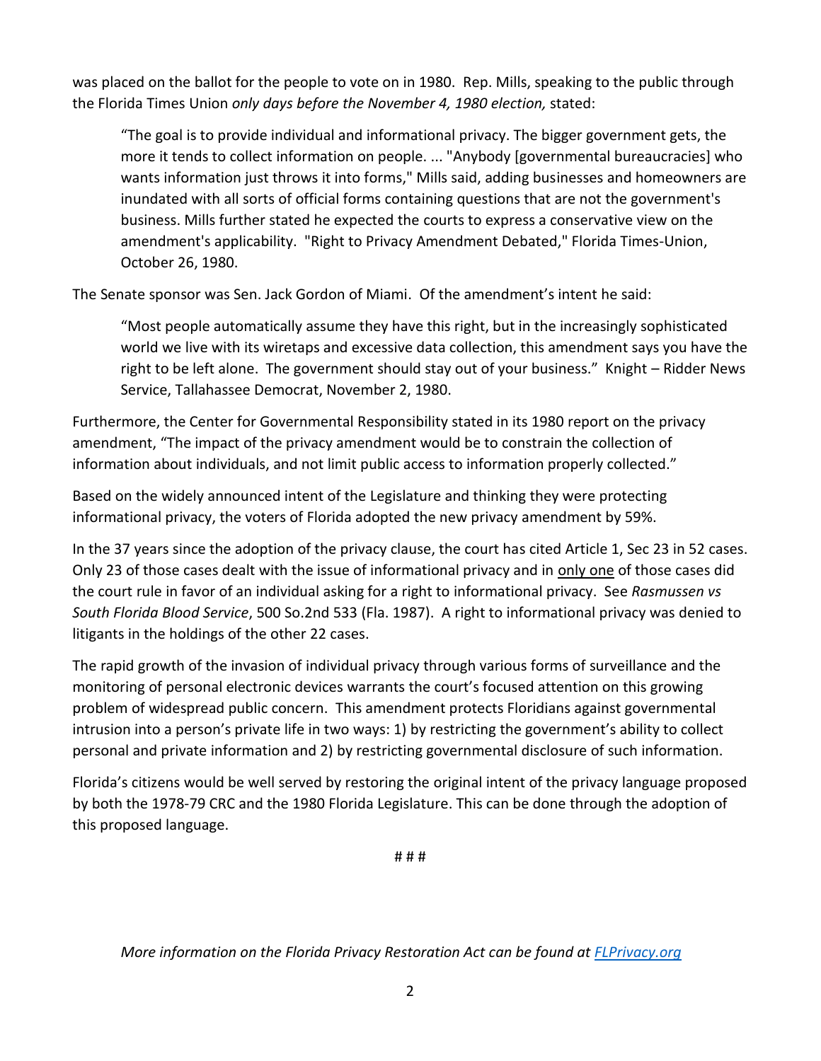was placed on the ballot for the people to vote on in 1980. Rep. Mills, speaking to the public through the Florida Times Union *only days before the November 4, 1980 election,* stated:

> "The goal is to provide individual and informational privacy. The bigger government gets, the more it tends to collect information on people. ... "Anybody [governmental bureaucracies] who wants information just throws it into forms," Mills said, adding businesses and homeowners are inundated with all sorts of official forms containing questions that are not the government's business. Mills further stated he expected the courts to express a conservative view on the amendment's applicability. "Right to Privacy Amendment Debated," Florida Times-Union, October 26, 1980.

The Senate sponsor was Sen. Jack Gordon of Miami. Of the amendment's intent he said:

> "Most people automatically assume they have this right, but in the increasingly sophisticated world we live with its wiretaps and excessive data collection, this amendment says you have the right to be left alone. The government should stay out of your business." Knight – Ridder News Service, Tallahassee Democrat, November 2, 1980.

Furthermore, the Center for Governmental Responsibility stated in its 1980 report on the privacy amendment, "The impact of the privacy amendment would be to constrain the collection of information about individuals, and not limit public access to information properly collected."

Based on the widely announced intent of the Legislature and thinking they were protecting informational privacy, the voters of Florida adopted the new privacy amendment by 59%.

In the 37 years since the adoption of the privacy clause, the court has cited Article 1, Sec 23 in 52 cases. Only 23 of those cases dealt with the issue of informational privacy and in <u>only one</u> of those cases did the court rule in favor of an individual asking for a right to informational privacy. See *Rasmussen vs South Florida Blood Service*, 500 So.2nd 533 (Fla. 1987). A right to informational privacy was denied to litigants in the holdings of the other 22 cases.

The rapid growth of the invasion of individual privacy through various forms of surveillance and the monitoring of personal electronic devices warrants the court's focused attention on this growing problem of widespread public concern. This amendment protects Floridians against governmental intrusion into a person's private life in two ways: 1) by restricting the government's ability to collect personal and private information and 2) by restricting governmental disclosure of such information.

Florida's citizens would be well served by restoring the original intent of the privacy language proposed by both the 1978-79 CRC and the 1980 Florida Legislature. This can be done through the adoption of this proposed language.

# # #

*More information on the Florida Privacy Restoration Act can be found at [FLPrivacy.org](FLPrivacy.org)*